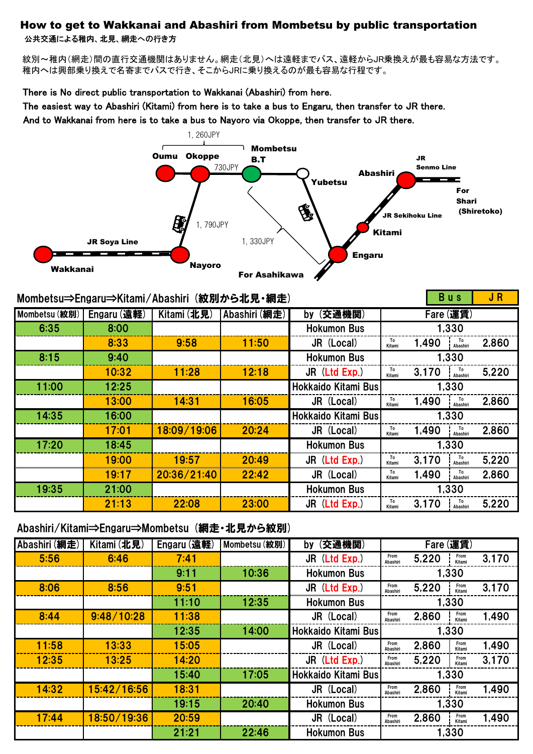# How to get to Wakkanai and Abashiri from Mombetsu by public transportation

公共交通による稚内、北見、網走への行き方

紋別～稚内（網走）間の直行交通機関はありません。網走（北見）へは遠軽までバス、遠軽からJR乗換えが最も容易な方法です。
稚内へは興部乗り換えで名寄までバスで行き、そこからJRに乗り換えるのが最も容易な行程です。

There is No direct public transportation to Wakkanai (Abashiri) from here.
The easiest way to Abashiri (Kitami) from here is to take a bus to Engaru, then transfer to JR there.
And to Wakkanai from here is to take a bus to Nayoro via Okoppe, then transfer to JR there.

1, 260JPY
Oumu
Okoppe
730JPY
Mombetsu B.T
Yubetsu
Abashiri
JR Senmo Line
For Shari (Shiretoko)
JR Sekihoku Line
Kitami
1, 790JPY
1, 330JPY
JR Soya Line
Wakkanai
Nayoro
Engaru
For Asahikawa

## Mombetsu⇒Engaru⇒Kitami/Abashiri（紋別から北見・網走）

Bus / JR

| Mombetsu (紋別) | Engaru (遠軽) | Kitami (北見) | Abashiri (網走) | by（交通機関） | Fare（運賃） | |
|---|---|---|---|---|---|---|
| 6:35 | 8:00 | | | Hokumon Bus | 1,330 | |
| | 8:33 | 9:58 | 11:50 | JR（Local） | To Kitami 1,490 | To Abashiri 2,860 |
| 8:15 | 9:40 | | | Hokumon Bus | 1,330 | |
| | 10:32 | 11:28 | 12:18 | JR（Ltd Exp.） | To Kitami 3,170 | To Abashiri 5,220 |
| 11:00 | 12:25 | | | Hokkaido Kitami Bus | 1,330 | |
| | 13:00 | 14:31 | 16:05 | JR（Local） | To Kitami 1,490 | To Abashiri 2,860 |
| 14:35 | 16:00 | | | Hokkaido Kitami Bus | 1,330 | |
| | 17:01 | 18:09/19:06 | 20:24 | JR（Local） | To Kitami 1,490 | To Abashiri 2,860 |
| 17:20 | 18:45 | | | Hokumon Bus | 1,330 | |
| | 19:00 | 19:57 | 20:49 | JR（Ltd Exp.） | To Kitami 3,170 | To Abashiri 5,220 |
| | 19:17 | 20:36/21:40 | 22:42 | JR（Local） | To Kitami 1,490 | To Abashiri 2,860 |
| 19:35 | 21:00 | | | Hokumon Bus | 1,330 | |
| | 21:13 | 22:08 | 23:00 | JR（Ltd Exp.） | To Kitami 3,170 | To Abashiri 5,220 |

## Abashiri/Kitami⇒Engaru⇒Mombetsu（網走・北見から紋別）

| Abashiri (網走) | Kitami (北見) | Engaru (遠軽) | Mombetsu (紋別) | by（交通機関） | Fare（運賃） | |
|---|---|---|---|---|---|---|
| 5:56 | 6:46 | 7:41 | | JR（Ltd Exp.） | From Abashiri 5,220 | From Kitami 3,170 |
| | | 9:11 | 10:36 | Hokumon Bus | 1,330 | |
| 8:06 | 8:56 | 9:51 | | JR（Ltd Exp.） | From Abashiri 5,220 | From Kitami 3,170 |
| | | 11:10 | 12:35 | Hokumon Bus | 1,330 | |
| 8:44 | 9:48/10:28 | 11:38 | | JR（Local） | From Abashiri 2,860 | From Kitami 1,490 |
| | | 12:35 | 14:00 | Hokkaido Kitami Bus | 1,330 | |
| 11:58 | 13:33 | 15:05 | | JR（Local） | From Abashiri 2,860 | From Kitami 1,490 |
| 12:35 | 13:25 | 14:20 | | JR（Ltd Exp.） | From Abashiri 5,220 | From Kitami 3,170 |
| | | 15:40 | 17:05 | Hokkaido Kitami Bus | 1,330 | |
| 14:32 | 15:42/16:56 | 18:31 | | JR（Local） | From Abashiri 2,860 | From Kitami 1,490 |
| | | 19:15 | 20:40 | Hokumon Bus | 1,330 | |
| 17:44 | 18:50/19:36 | 20:59 | | JR（Local） | From Abashiri 2,860 | From Kitami 1,490 |
| | | 21:21 | 22:46 | Hokumon Bus | 1,330 | |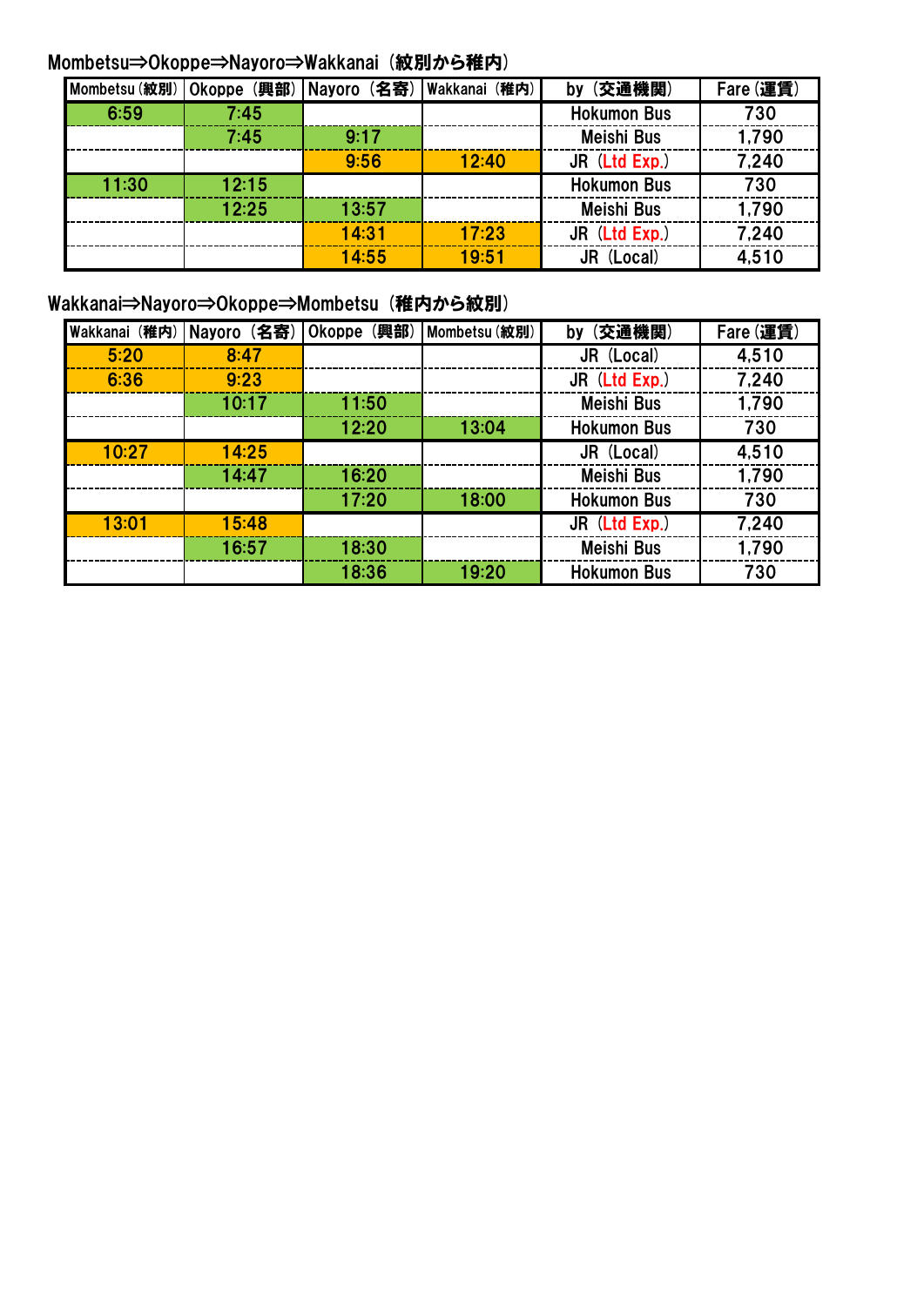Mombetsu⇒Okoppe⇒Nayoro⇒Wakkanai（紋別から稚内）

| Mombetsu（紋別） | Okoppe（興部） | Nayoro（名寄） | Wakkanai（稚内） | by（交通機関） | Fare（運賃） |
|---|---|---|---|---|---|
| 6:59 | 7:45 | | | Hokumon Bus | 730 |
| | 7:45 | 9:17 | | Meishi Bus | 1,790 |
| | | 9:56 | 12:40 | JR（Ltd Exp.） | 7,240 |
| 11:30 | 12:15 | | | Hokumon Bus | 730 |
| | 12:25 | 13:57 | | Meishi Bus | 1,790 |
| | | 14:31 | 17:23 | JR（Ltd Exp.） | 7,240 |
| | | 14:55 | 19:51 | JR（Local） | 4,510 |

Wakkanai⇒Nayoro⇒Okoppe⇒Mombetsu（稚内から紋別）

| Wakkanai（稚内） | Nayoro（名寄） | Okoppe（興部） | Mombetsu（紋別） | by（交通機関） | Fare（運賃） |
|---|---|---|---|---|---|
| 5:20 | 8:47 | | | JR（Local） | 4,510 |
| 6:36 | 9:23 | | | JR（Ltd Exp.） | 7,240 |
| | 10:17 | 11:50 | | Meishi Bus | 1,790 |
| | | 12:20 | 13:04 | Hokumon Bus | 730 |
| 10:27 | 14:25 | | | JR（Local） | 4,510 |
| | 14:47 | 16:20 | | Meishi Bus | 1,790 |
| | | 17:20 | 18:00 | Hokumon Bus | 730 |
| 13:01 | 15:48 | | | JR（Ltd Exp.） | 7,240 |
| | 16:57 | 18:30 | | Meishi Bus | 1,790 |
| | | 18:36 | 19:20 | Hokumon Bus | 730 |